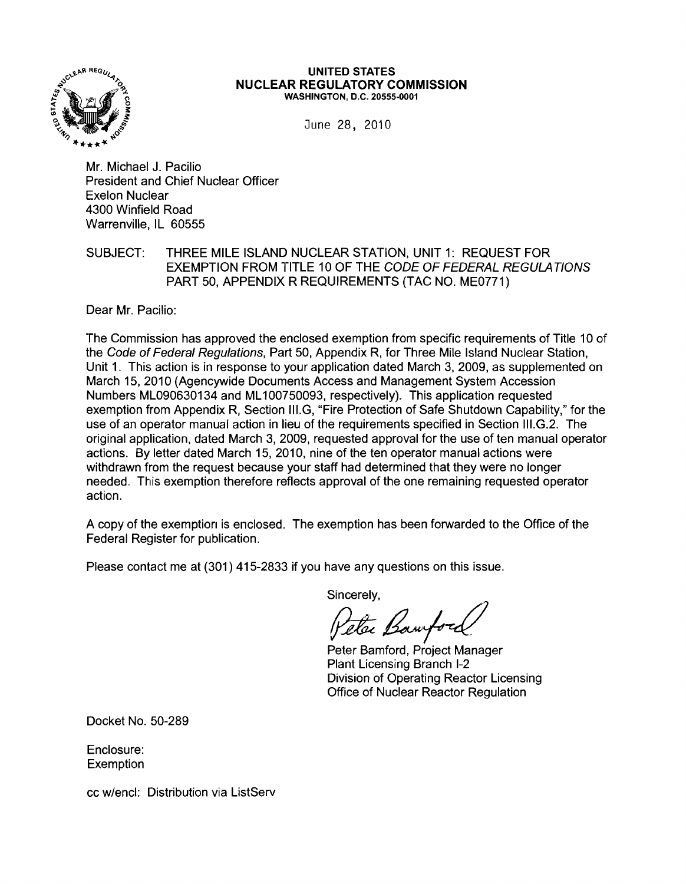**UNITED STATES**
**NUCLEAR REGULATORY COMMISSION**
WASHINGTON, D.C. 20555-0001

June 28, 2010

Mr. Michael J. Pacilio
President and Chief Nuclear Officer
Exelon Nuclear
4300 Winfield Road
Warrenville, IL 60555

SUBJECT: THREE MILE ISLAND NUCLEAR STATION, UNIT 1: REQUEST FOR EXEMPTION FROM TITLE 10 OF THE *CODE OF FEDERAL REGULATIONS* PART 50, APPENDIX R REQUIREMENTS (TAC NO. ME0771)

Dear Mr. Pacilio:

The Commission has approved the enclosed exemption from specific requirements of Title 10 of the *Code of Federal Regulations*, Part 50, Appendix R, for Three Mile Island Nuclear Station, Unit 1. This action is in response to your application dated March 3, 2009, as supplemented on March 15, 2010 (Agencywide Documents Access and Management System Accession Numbers ML090630134 and ML100750093, respectively). This application requested exemption from Appendix R, Section III.G, "Fire Protection of Safe Shutdown Capability," for the use of an operator manual action in lieu of the requirements specified in Section III.G.2. The original application, dated March 3, 2009, requested approval for the use of ten manual operator actions. By letter dated March 15, 2010, nine of the ten operator manual actions were withdrawn from the request because your staff had determined that they were no longer needed. This exemption therefore reflects approval of the one remaining requested operator action.

A copy of the exemption is enclosed. The exemption has been forwarded to the Office of the Federal Register for publication.

Please contact me at (301) 415-2833 if you have any questions on this issue.

Sincerely,

Peter Bamford

Peter Bamford, Project Manager
Plant Licensing Branch I-2
Division of Operating Reactor Licensing
Office of Nuclear Reactor Regulation

Docket No. 50-289

Enclosure:
Exemption

cc w/encl: Distribution via ListServ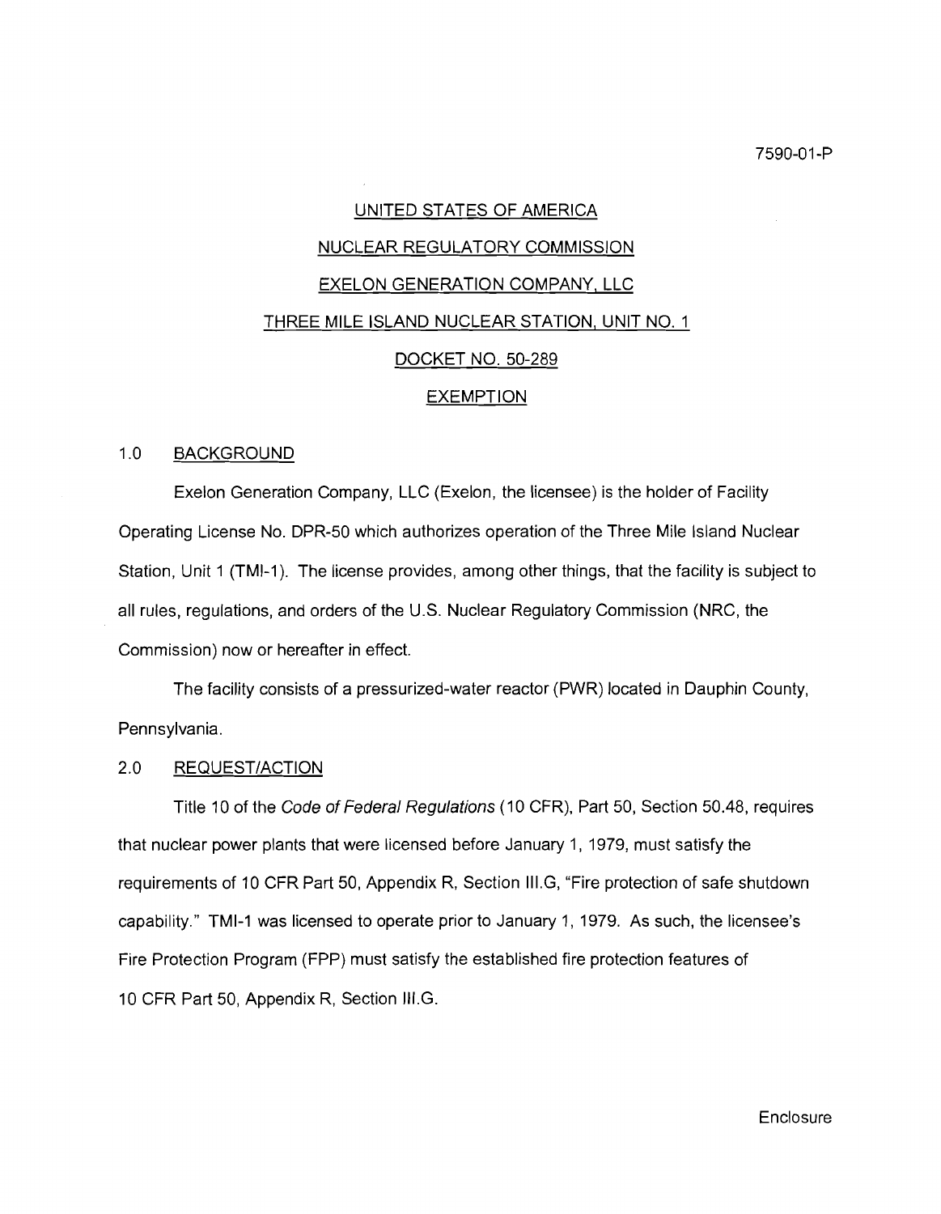7590-01-P

UNITED STATES OF AMERICA

NUCLEAR REGULATORY COMMISSION

EXELON GENERATION COMPANY, LLC

THREE MILE ISLAND NUCLEAR STATION, UNIT NO. 1

DOCKET NO. 50-289

EXEMPTION

## 1.0 BACKGROUND

Exelon Generation Company, LLC (Exelon, the licensee) is the holder of Facility Operating License No. DPR-50 which authorizes operation of the Three Mile Island Nuclear Station, Unit 1 (TMI-1). The license provides, among other things, that the facility is subject to all rules, regulations, and orders of the U.S. Nuclear Regulatory Commission (NRC, the Commission) now or hereafter in effect.

The facility consists of a pressurized-water reactor (PWR) located in Dauphin County, Pennsylvania.

## 2.0 REQUEST/ACTION

Title 10 of the *Code of Federal Regulations* (10 CFR), Part 50, Section 50.48, requires that nuclear power plants that were licensed before January 1, 1979, must satisfy the requirements of 10 CFR Part 50, Appendix R, Section III.G, "Fire protection of safe shutdown capability." TMI-1 was licensed to operate prior to January 1, 1979. As such, the licensee's Fire Protection Program (FPP) must satisfy the established fire protection features of 10 CFR Part 50, Appendix R, Section III.G.

Enclosure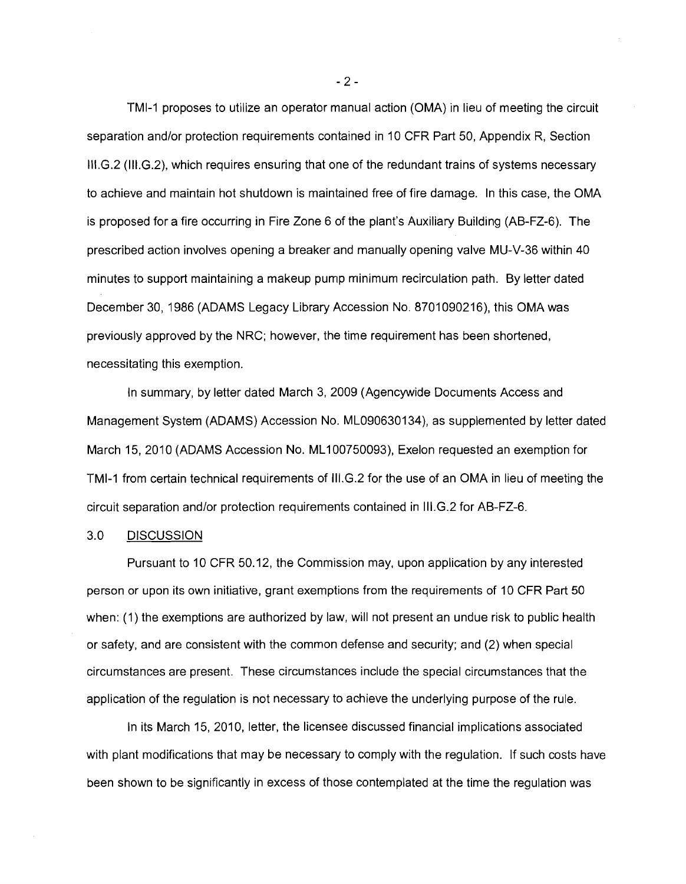TMI-1 proposes to utilize an operator manual action (OMA) in lieu of meeting the circuit separation and/or protection requirements contained in 10 CFR Part 50, Appendix R, Section III.G.2 (III.G.2), which requires ensuring that one of the redundant trains of systems necessary to achieve and maintain hot shutdown is maintained free of fire damage. In this case, the OMA is proposed for a fire occurring in Fire Zone 6 of the plant's Auxiliary Building (AB-FZ-6). The prescribed action involves opening a breaker and manually opening valve MU-V-36 within 40 minutes to support maintaining a makeup pump minimum recirculation path. By letter dated December 30, 1986 (ADAMS Legacy Library Accession No. 8701090216), this OMA was previously approved by the NRC; however, the time requirement has been shortened, necessitating this exemption.

In summary, by letter dated March 3, 2009 (Agencywide Documents Access and Management System (ADAMS) Accession No. ML090630134), as supplemented by letter dated March 15, 2010 (ADAMS Accession No. ML100750093), Exelon requested an exemption for TMI-1 from certain technical requirements of III.G.2 for the use of an OMA in lieu of meeting the circuit separation and/or protection requirements contained in III.G.2 for AB-FZ-6.

## 3.0 DISCUSSION

Pursuant to 10 CFR 50.12, the Commission may, upon application by any interested person or upon its own initiative, grant exemptions from the requirements of 10 CFR Part 50 when: (1) the exemptions are authorized by law, will not present an undue risk to public health or safety, and are consistent with the common defense and security; and (2) when special circumstances are present. These circumstances include the special circumstances that the application of the regulation is not necessary to achieve the underlying purpose of the rule.

In its March 15, 2010, letter, the licensee discussed financial implications associated with plant modifications that may be necessary to comply with the regulation. If such costs have been shown to be significantly in excess of those contemplated at the time the regulation was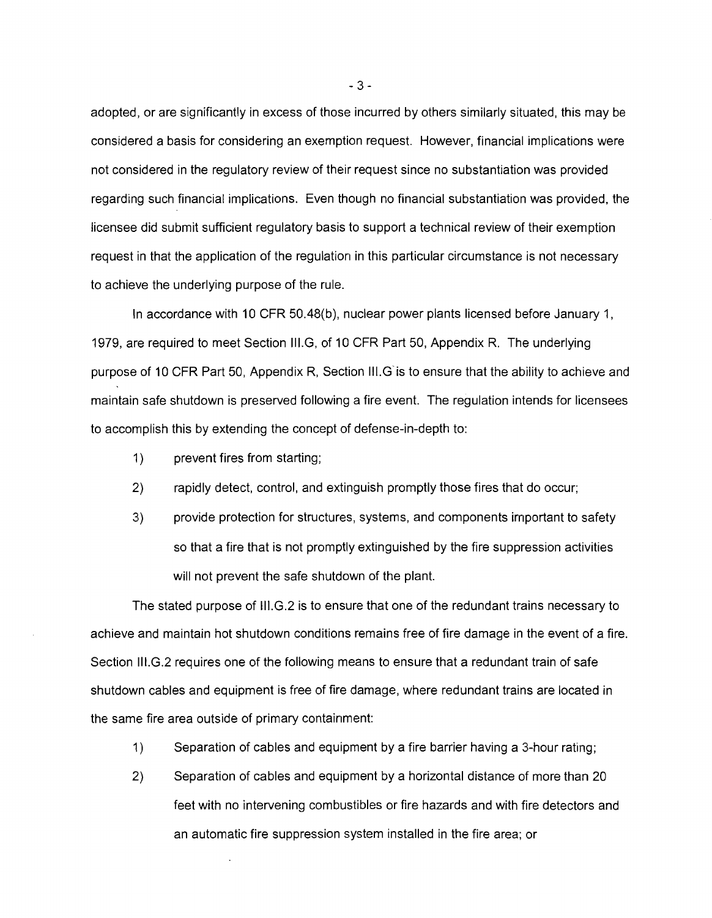adopted, or are significantly in excess of those incurred by others similarly situated, this may be considered a basis for considering an exemption request. However, financial implications were not considered in the regulatory review of their request since no substantiation was provided regarding such financial implications. Even though no financial substantiation was provided, the licensee did submit sufficient regulatory basis to support a technical review of their exemption request in that the application of the regulation in this particular circumstance is not necessary to achieve the underlying purpose of the rule.

In accordance with 10 CFR 50.48(b), nuclear power plants licensed before January 1, 1979, are required to meet Section III.G, of 10 CFR Part 50, Appendix R. The underlying purpose of 10 CFR Part 50, Appendix R, Section III.G is to ensure that the ability to achieve and maintain safe shutdown is preserved following a fire event. The regulation intends for licensees to accomplish this by extending the concept of defense-in-depth to:

1) prevent fires from starting;
2) rapidly detect, control, and extinguish promptly those fires that do occur;
3) provide protection for structures, systems, and components important to safety so that a fire that is not promptly extinguished by the fire suppression activities will not prevent the safe shutdown of the plant.

The stated purpose of III.G.2 is to ensure that one of the redundant trains necessary to achieve and maintain hot shutdown conditions remains free of fire damage in the event of a fire. Section III.G.2 requires one of the following means to ensure that a redundant train of safe shutdown cables and equipment is free of fire damage, where redundant trains are located in the same fire area outside of primary containment:

1) Separation of cables and equipment by a fire barrier having a 3-hour rating;
2) Separation of cables and equipment by a horizontal distance of more than 20 feet with no intervening combustibles or fire hazards and with fire detectors and an automatic fire suppression system installed in the fire area; or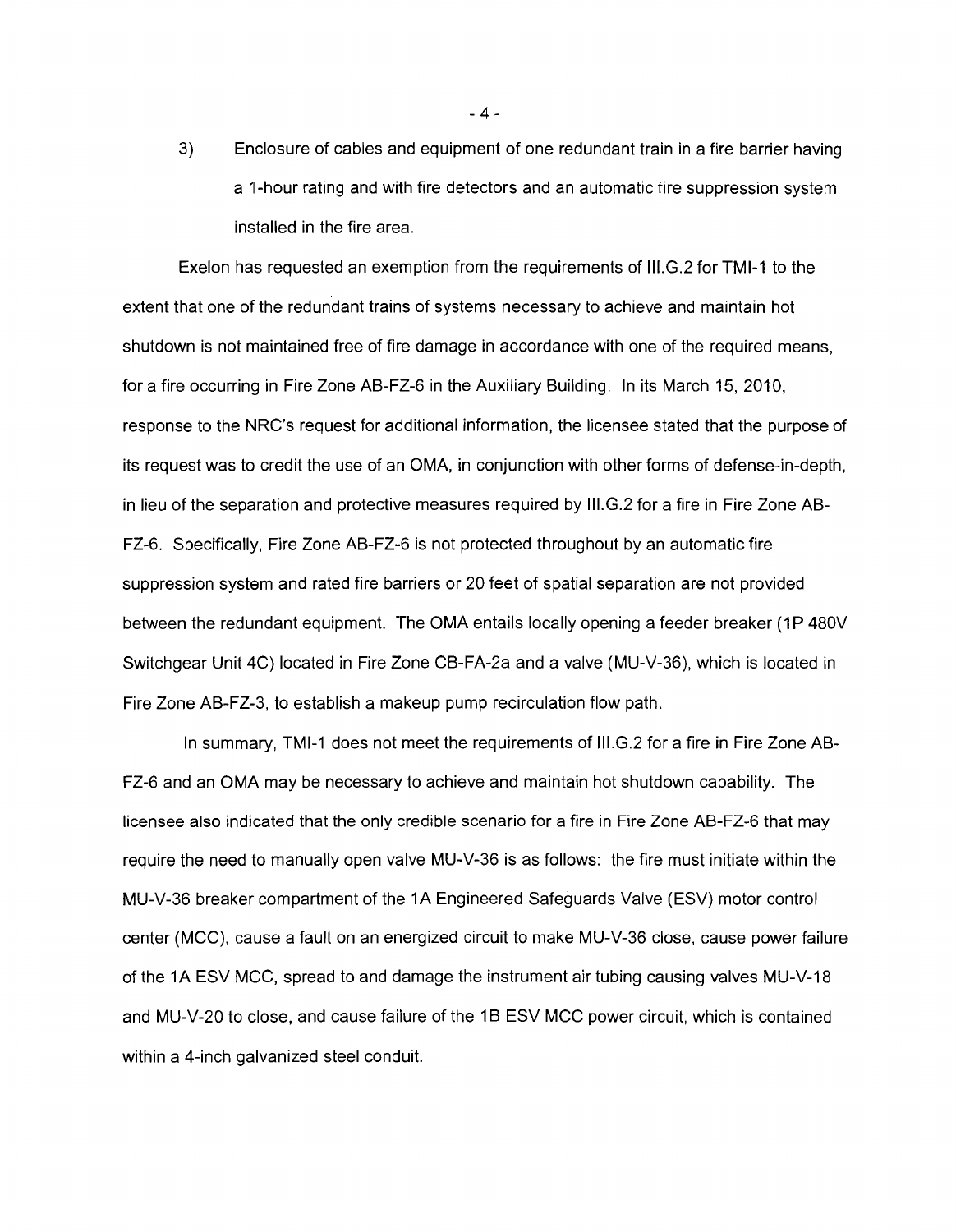3) Enclosure of cables and equipment of one redundant train in a fire barrier having a 1-hour rating and with fire detectors and an automatic fire suppression system installed in the fire area.

Exelon has requested an exemption from the requirements of III.G.2 for TMI-1 to the extent that one of the redundant trains of systems necessary to achieve and maintain hot shutdown is not maintained free of fire damage in accordance with one of the required means, for a fire occurring in Fire Zone AB-FZ-6 in the Auxiliary Building. In its March 15, 2010, response to the NRC's request for additional information, the licensee stated that the purpose of its request was to credit the use of an OMA, in conjunction with other forms of defense-in-depth, in lieu of the separation and protective measures required by III.G.2 for a fire in Fire Zone AB-FZ-6. Specifically, Fire Zone AB-FZ-6 is not protected throughout by an automatic fire suppression system and rated fire barriers or 20 feet of spatial separation are not provided between the redundant equipment. The OMA entails locally opening a feeder breaker (1P 480V Switchgear Unit 4C) located in Fire Zone CB-FA-2a and a valve (MU-V-36), which is located in Fire Zone AB-FZ-3, to establish a makeup pump recirculation flow path.

In summary, TMI-1 does not meet the requirements of III.G.2 for a fire in Fire Zone AB-FZ-6 and an OMA may be necessary to achieve and maintain hot shutdown capability. The licensee also indicated that the only credible scenario for a fire in Fire Zone AB-FZ-6 that may require the need to manually open valve MU-V-36 is as follows: the fire must initiate within the MU-V-36 breaker compartment of the 1A Engineered Safeguards Valve (ESV) motor control center (MCC), cause a fault on an energized circuit to make MU-V-36 close, cause power failure of the 1A ESV MCC, spread to and damage the instrument air tubing causing valves MU-V-18 and MU-V-20 to close, and cause failure of the 1B ESV MCC power circuit, which is contained within a 4-inch galvanized steel conduit.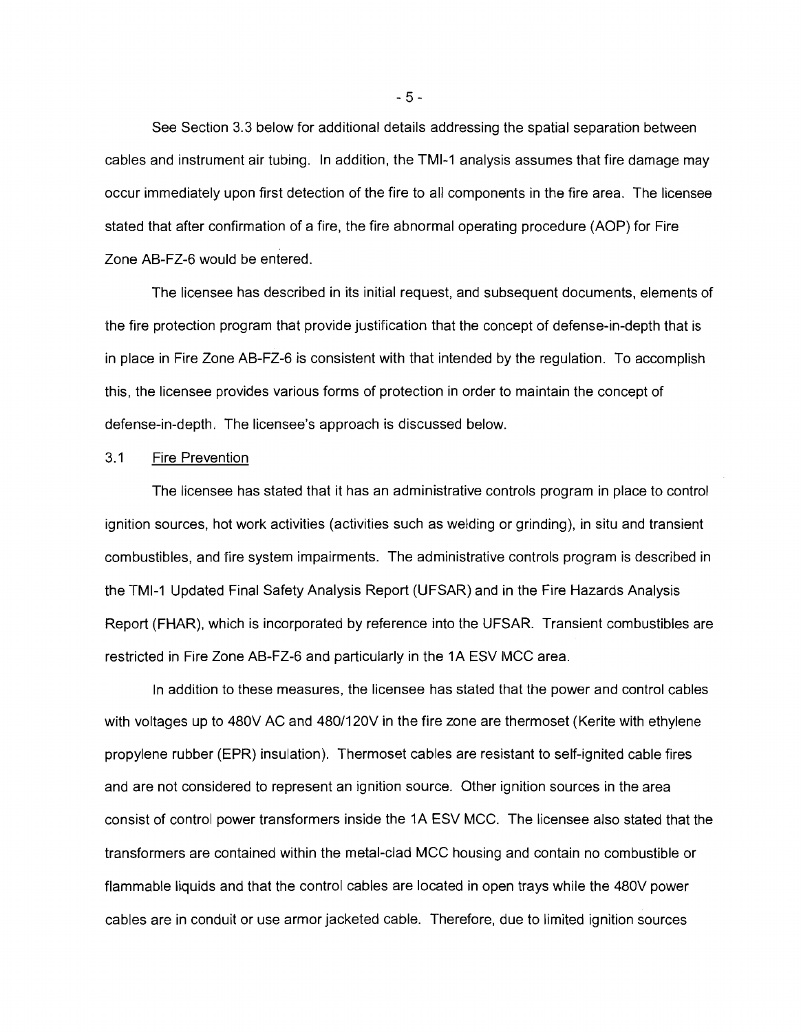See Section 3.3 below for additional details addressing the spatial separation between cables and instrument air tubing. In addition, the TMI-1 analysis assumes that fire damage may occur immediately upon first detection of the fire to all components in the fire area. The licensee stated that after confirmation of a fire, the fire abnormal operating procedure (AOP) for Fire Zone AB-FZ-6 would be entered.

The licensee has described in its initial request, and subsequent documents, elements of the fire protection program that provide justification that the concept of defense-in-depth that is in place in Fire Zone AB-FZ-6 is consistent with that intended by the regulation. To accomplish this, the licensee provides various forms of protection in order to maintain the concept of defense-in-depth. The licensee's approach is discussed below.

## 3.1 Fire Prevention

The licensee has stated that it has an administrative controls program in place to control ignition sources, hot work activities (activities such as welding or grinding), in situ and transient combustibles, and fire system impairments. The administrative controls program is described in the TMI-1 Updated Final Safety Analysis Report (UFSAR) and in the Fire Hazards Analysis Report (FHAR), which is incorporated by reference into the UFSAR. Transient combustibles are restricted in Fire Zone AB-FZ-6 and particularly in the 1A ESV MCC area.

In addition to these measures, the licensee has stated that the power and control cables with voltages up to 480V AC and 480/120V in the fire zone are thermoset (Kerite with ethylene propylene rubber (EPR) insulation). Thermoset cables are resistant to self-ignited cable fires and are not considered to represent an ignition source. Other ignition sources in the area consist of control power transformers inside the 1A ESV MCC. The licensee also stated that the transformers are contained within the metal-clad MCC housing and contain no combustible or flammable liquids and that the control cables are located in open trays while the 480V power cables are in conduit or use armor jacketed cable. Therefore, due to limited ignition sources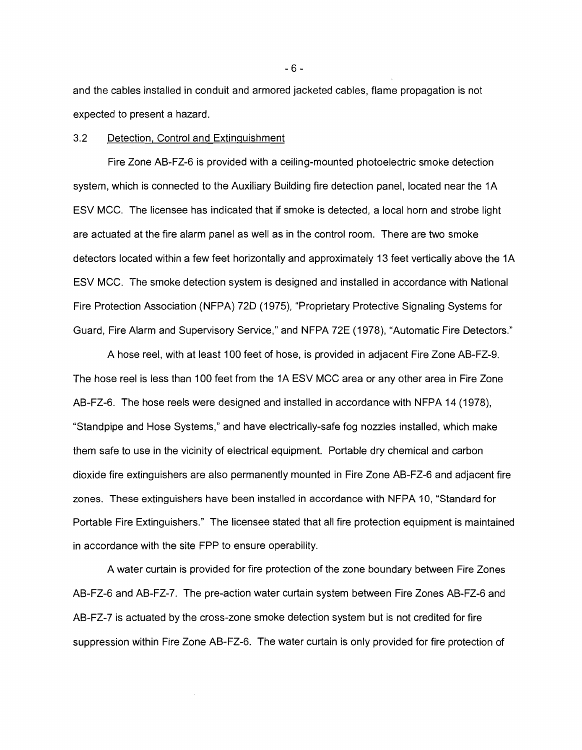and the cables installed in conduit and armored jacketed cables, flame propagation is not expected to present a hazard.

### 3.2 Detection, Control and Extinguishment

Fire Zone AB-FZ-6 is provided with a ceiling-mounted photoelectric smoke detection system, which is connected to the Auxiliary Building fire detection panel, located near the 1A ESV MCC. The licensee has indicated that if smoke is detected, a local horn and strobe light are actuated at the fire alarm panel as well as in the control room. There are two smoke detectors located within a few feet horizontally and approximately 13 feet vertically above the 1A ESV MCC. The smoke detection system is designed and installed in accordance with National Fire Protection Association (NFPA) 72D (1975), "Proprietary Protective Signaling Systems for Guard, Fire Alarm and Supervisory Service," and NFPA 72E (1978), "Automatic Fire Detectors."

A hose reel, with at least 100 feet of hose, is provided in adjacent Fire Zone AB-FZ-9. The hose reel is less than 100 feet from the 1A ESV MCC area or any other area in Fire Zone AB-FZ-6. The hose reels were designed and installed in accordance with NFPA 14 (1978), "Standpipe and Hose Systems," and have electrically-safe fog nozzles installed, which make them safe to use in the vicinity of electrical equipment. Portable dry chemical and carbon dioxide fire extinguishers are also permanently mounted in Fire Zone AB-FZ-6 and adjacent fire zones. These extinguishers have been installed in accordance with NFPA 10, "Standard for Portable Fire Extinguishers." The licensee stated that all fire protection equipment is maintained in accordance with the site FPP to ensure operability.

A water curtain is provided for fire protection of the zone boundary between Fire Zones AB-FZ-6 and AB-FZ-7. The pre-action water curtain system between Fire Zones AB-FZ-6 and AB-FZ-7 is actuated by the cross-zone smoke detection system but is not credited for fire suppression within Fire Zone AB-FZ-6. The water curtain is only provided for fire protection of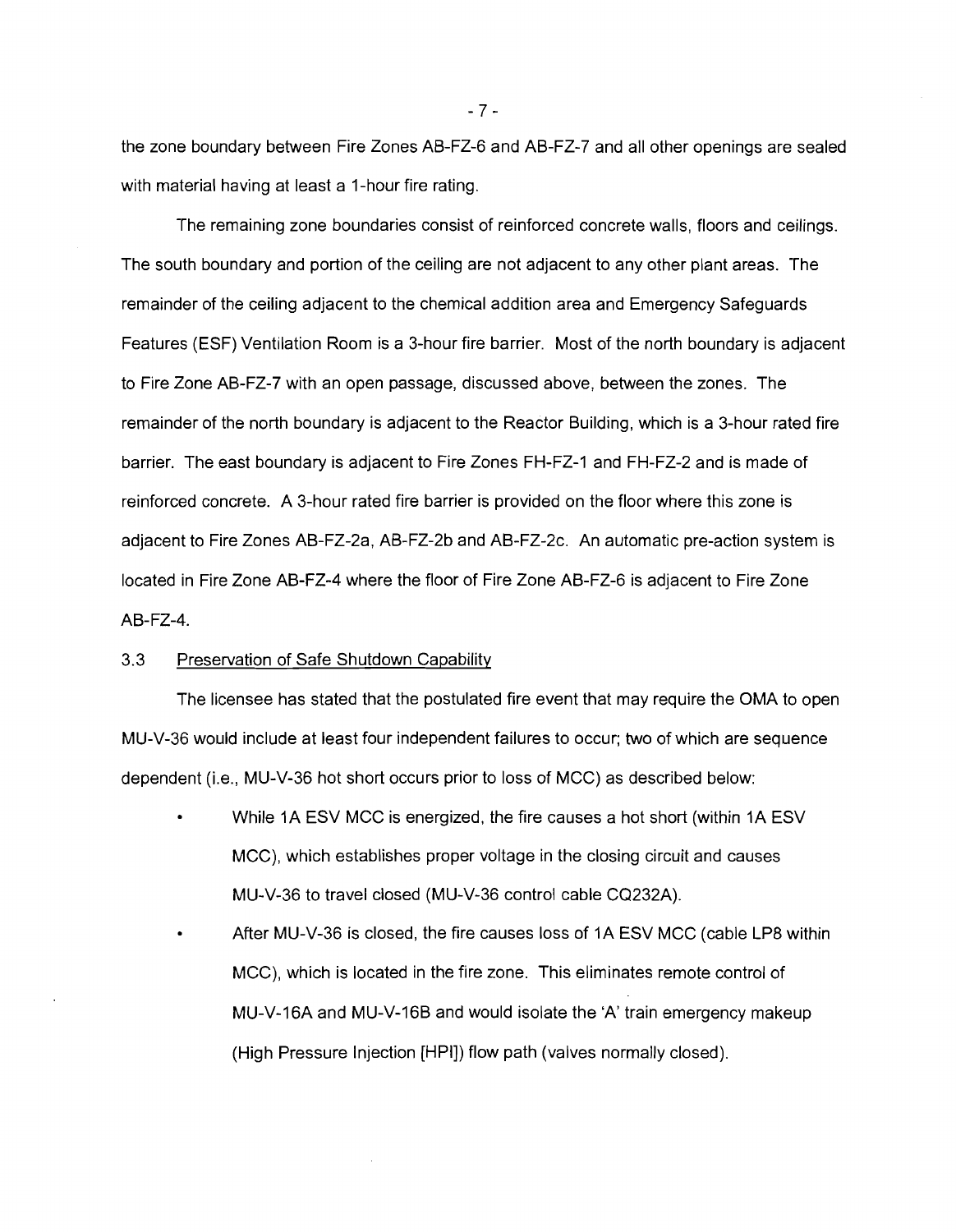the zone boundary between Fire Zones AB-FZ-6 and AB-FZ-7 and all other openings are sealed with material having at least a 1-hour fire rating.

The remaining zone boundaries consist of reinforced concrete walls, floors and ceilings. The south boundary and portion of the ceiling are not adjacent to any other plant areas. The remainder of the ceiling adjacent to the chemical addition area and Emergency Safeguards Features (ESF) Ventilation Room is a 3-hour fire barrier. Most of the north boundary is adjacent to Fire Zone AB-FZ-7 with an open passage, discussed above, between the zones. The remainder of the north boundary is adjacent to the Reactor Building, which is a 3-hour rated fire barrier. The east boundary is adjacent to Fire Zones FH-FZ-1 and FH-FZ-2 and is made of reinforced concrete. A 3-hour rated fire barrier is provided on the floor where this zone is adjacent to Fire Zones AB-FZ-2a, AB-FZ-2b and AB-FZ-2c. An automatic pre-action system is located in Fire Zone AB-FZ-4 where the floor of Fire Zone AB-FZ-6 is adjacent to Fire Zone AB-FZ-4.

### 3.3 Preservation of Safe Shutdown Capability

The licensee has stated that the postulated fire event that may require the OMA to open MU-V-36 would include at least four independent failures to occur; two of which are sequence dependent (i.e., MU-V-36 hot short occurs prior to loss of MCC) as described below:

- While 1A ESV MCC is energized, the fire causes a hot short (within 1A ESV MCC), which establishes proper voltage in the closing circuit and causes MU-V-36 to travel closed (MU-V-36 control cable CQ232A).
- After MU-V-36 is closed, the fire causes loss of 1A ESV MCC (cable LP8 within MCC), which is located in the fire zone. This eliminates remote control of MU-V-16A and MU-V-16B and would isolate the 'A' train emergency makeup (High Pressure Injection [HPI]) flow path (valves normally closed).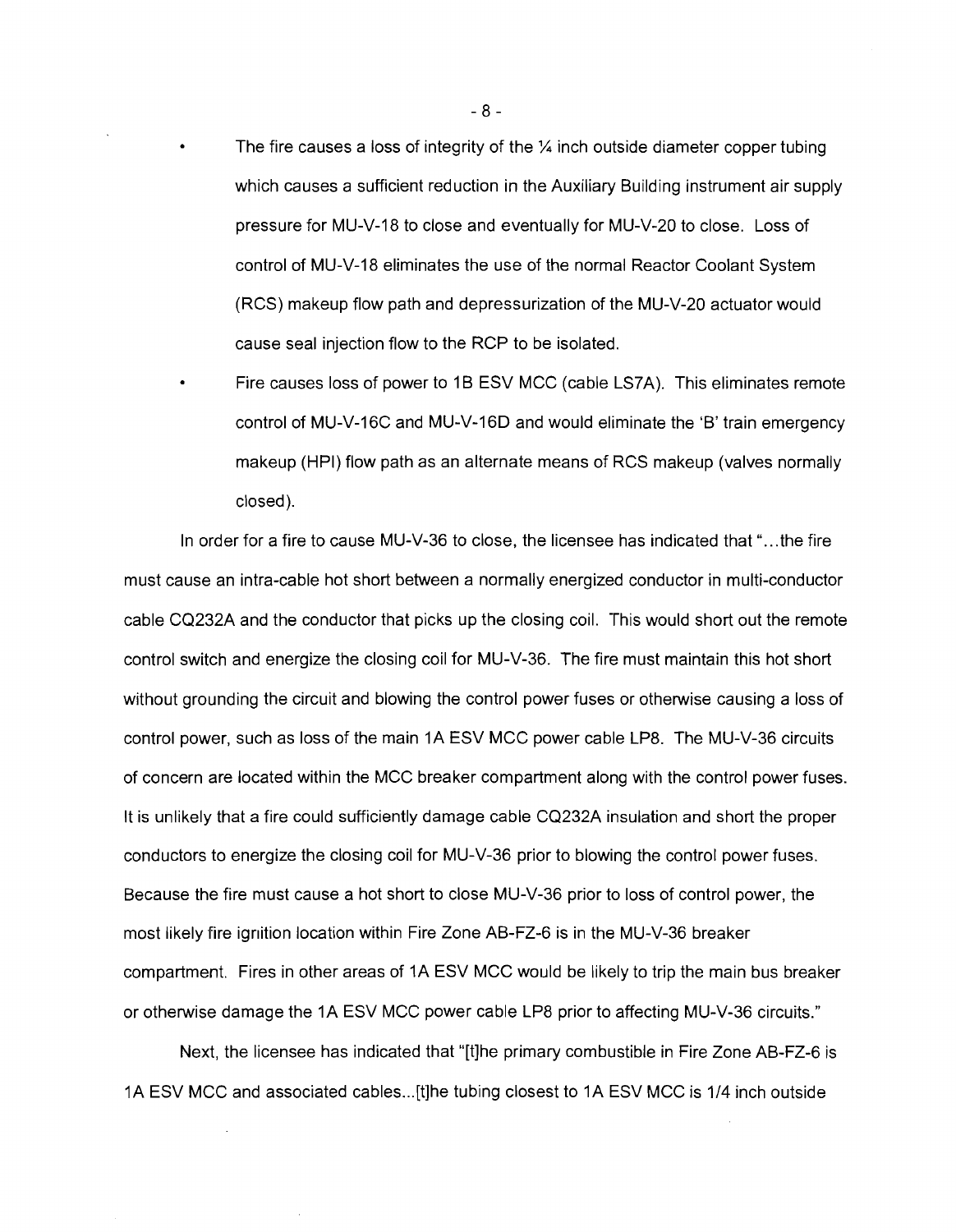- The fire causes a loss of integrity of the ¼ inch outside diameter copper tubing which causes a sufficient reduction in the Auxiliary Building instrument air supply pressure for MU-V-18 to close and eventually for MU-V-20 to close. Loss of control of MU-V-18 eliminates the use of the normal Reactor Coolant System (RCS) makeup flow path and depressurization of the MU-V-20 actuator would cause seal injection flow to the RCP to be isolated.
- Fire causes loss of power to 1B ESV MCC (cable LS7A). This eliminates remote control of MU-V-16C and MU-V-16D and would eliminate the 'B' train emergency makeup (HPI) flow path as an alternate means of RCS makeup (valves normally closed).

In order for a fire to cause MU-V-36 to close, the licensee has indicated that "...the fire must cause an intra-cable hot short between a normally energized conductor in multi-conductor cable CQ232A and the conductor that picks up the closing coil. This would short out the remote control switch and energize the closing coil for MU-V-36. The fire must maintain this hot short without grounding the circuit and blowing the control power fuses or otherwise causing a loss of control power, such as loss of the main 1A ESV MCC power cable LP8. The MU-V-36 circuits of concern are located within the MCC breaker compartment along with the control power fuses. It is unlikely that a fire could sufficiently damage cable CQ232A insulation and short the proper conductors to energize the closing coil for MU-V-36 prior to blowing the control power fuses. Because the fire must cause a hot short to close MU-V-36 prior to loss of control power, the most likely fire ignition location within Fire Zone AB-FZ-6 is in the MU-V-36 breaker compartment. Fires in other areas of 1A ESV MCC would be likely to trip the main bus breaker or otherwise damage the 1A ESV MCC power cable LP8 prior to affecting MU-V-36 circuits."

Next, the licensee has indicated that "[t]he primary combustible in Fire Zone AB-FZ-6 is 1A ESV MCC and associated cables...[t]he tubing closest to 1A ESV MCC is 1/4 inch outside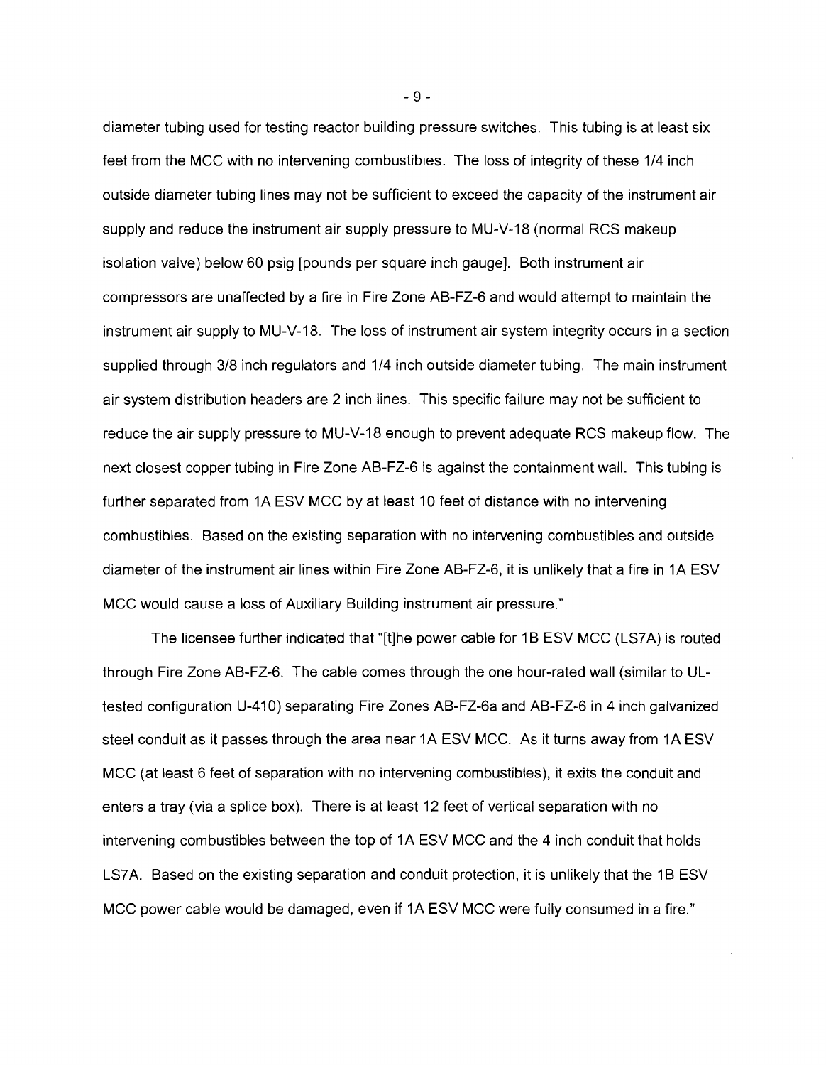diameter tubing used for testing reactor building pressure switches. This tubing is at least six feet from the MCC with no intervening combustibles. The loss of integrity of these 1/4 inch outside diameter tubing lines may not be sufficient to exceed the capacity of the instrument air supply and reduce the instrument air supply pressure to MU-V-18 (normal RCS makeup isolation valve) below 60 psig [pounds per square inch gauge]. Both instrument air compressors are unaffected by a fire in Fire Zone AB-FZ-6 and would attempt to maintain the instrument air supply to MU-V-18. The loss of instrument air system integrity occurs in a section supplied through 3/8 inch regulators and 1/4 inch outside diameter tubing. The main instrument air system distribution headers are 2 inch lines. This specific failure may not be sufficient to reduce the air supply pressure to MU-V-18 enough to prevent adequate RCS makeup flow. The next closest copper tubing in Fire Zone AB-FZ-6 is against the containment wall. This tubing is further separated from 1A ESV MCC by at least 10 feet of distance with no intervening combustibles. Based on the existing separation with no intervening combustibles and outside diameter of the instrument air lines within Fire Zone AB-FZ-6, it is unlikely that a fire in 1A ESV MCC would cause a loss of Auxiliary Building instrument air pressure."

The licensee further indicated that "[t]he power cable for 1B ESV MCC (LS7A) is routed through Fire Zone AB-FZ-6. The cable comes through the one hour-rated wall (similar to UL-tested configuration U-410) separating Fire Zones AB-FZ-6a and AB-FZ-6 in 4 inch galvanized steel conduit as it passes through the area near 1A ESV MCC. As it turns away from 1A ESV MCC (at least 6 feet of separation with no intervening combustibles), it exits the conduit and enters a tray (via a splice box). There is at least 12 feet of vertical separation with no intervening combustibles between the top of 1A ESV MCC and the 4 inch conduit that holds LS7A. Based on the existing separation and conduit protection, it is unlikely that the 1B ESV MCC power cable would be damaged, even if 1A ESV MCC were fully consumed in a fire."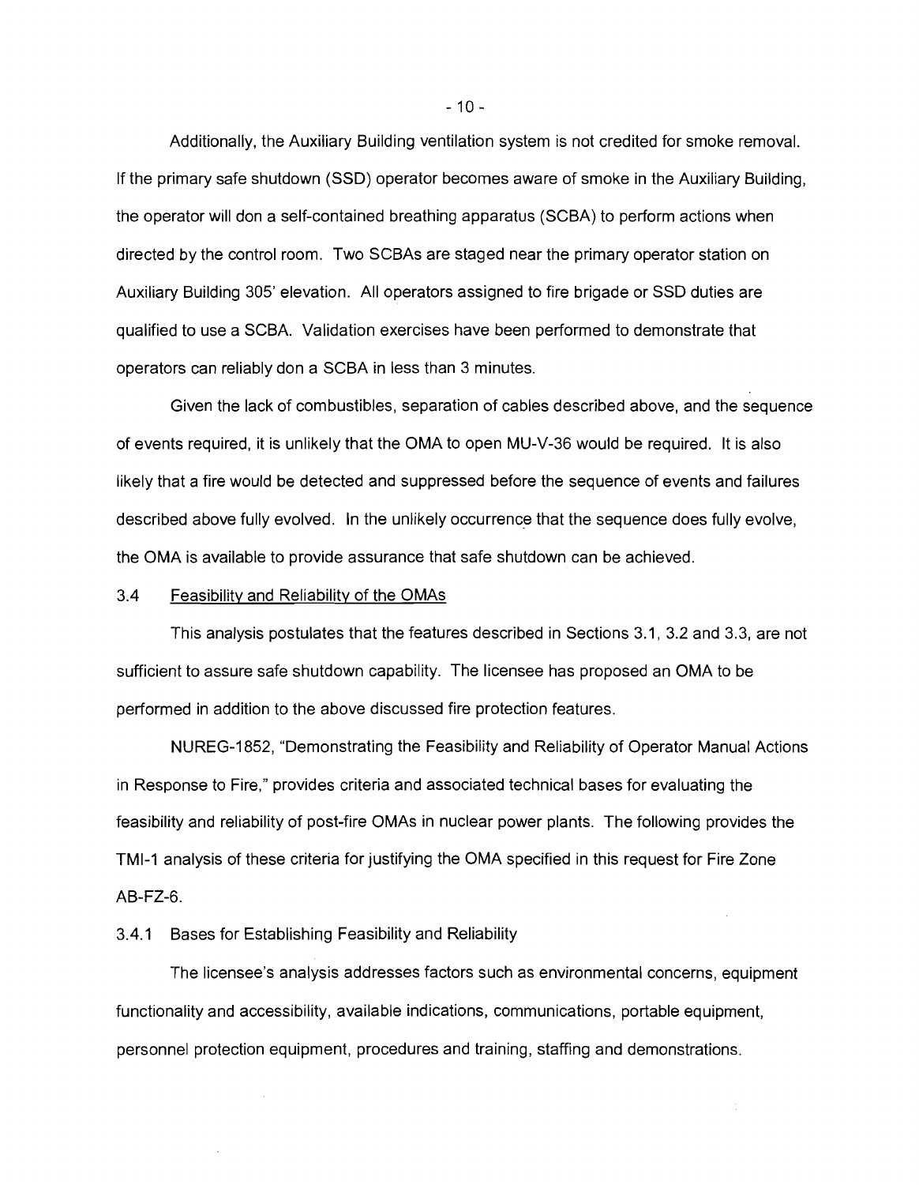Additionally, the Auxiliary Building ventilation system is not credited for smoke removal. If the primary safe shutdown (SSD) operator becomes aware of smoke in the Auxiliary Building, the operator will don a self-contained breathing apparatus (SCBA) to perform actions when directed by the control room. Two SCBAs are staged near the primary operator station on Auxiliary Building 305' elevation. All operators assigned to fire brigade or SSD duties are qualified to use a SCBA. Validation exercises have been performed to demonstrate that operators can reliably don a SCBA in less than 3 minutes.

Given the lack of combustibles, separation of cables described above, and the sequence of events required, it is unlikely that the OMA to open MU-V-36 would be required. It is also likely that a fire would be detected and suppressed before the sequence of events and failures described above fully evolved. In the unlikely occurrence that the sequence does fully evolve, the OMA is available to provide assurance that safe shutdown can be achieved.

### 3.4 Feasibility and Reliability of the OMAs

This analysis postulates that the features described in Sections 3.1, 3.2 and 3.3, are not sufficient to assure safe shutdown capability. The licensee has proposed an OMA to be performed in addition to the above discussed fire protection features.

NUREG-1852, "Demonstrating the Feasibility and Reliability of Operator Manual Actions in Response to Fire," provides criteria and associated technical bases for evaluating the feasibility and reliability of post-fire OMAs in nuclear power plants. The following provides the TMI-1 analysis of these criteria for justifying the OMA specified in this request for Fire Zone AB-FZ-6.

#### 3.4.1 Bases for Establishing Feasibility and Reliability

The licensee's analysis addresses factors such as environmental concerns, equipment functionality and accessibility, available indications, communications, portable equipment, personnel protection equipment, procedures and training, staffing and demonstrations.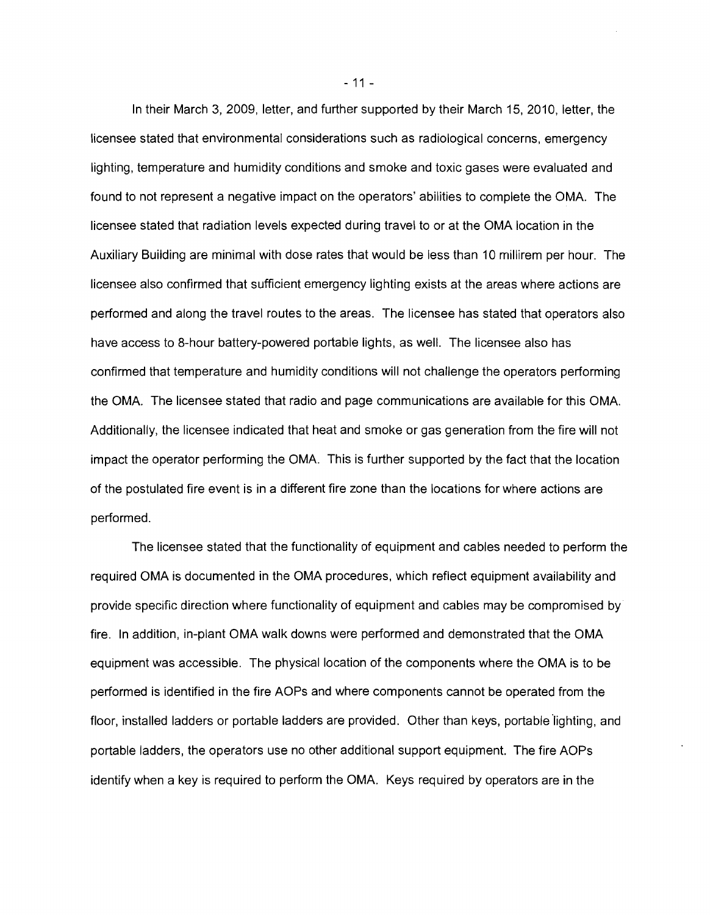In their March 3, 2009, letter, and further supported by their March 15, 2010, letter, the licensee stated that environmental considerations such as radiological concerns, emergency lighting, temperature and humidity conditions and smoke and toxic gases were evaluated and found to not represent a negative impact on the operators' abilities to complete the OMA. The licensee stated that radiation levels expected during travel to or at the OMA location in the Auxiliary Building are minimal with dose rates that would be less than 10 millirem per hour. The licensee also confirmed that sufficient emergency lighting exists at the areas where actions are performed and along the travel routes to the areas. The licensee has stated that operators also have access to 8-hour battery-powered portable lights, as well. The licensee also has confirmed that temperature and humidity conditions will not challenge the operators performing the OMA. The licensee stated that radio and page communications are available for this OMA. Additionally, the licensee indicated that heat and smoke or gas generation from the fire will not impact the operator performing the OMA. This is further supported by the fact that the location of the postulated fire event is in a different fire zone than the locations for where actions are performed.

The licensee stated that the functionality of equipment and cables needed to perform the required OMA is documented in the OMA procedures, which reflect equipment availability and provide specific direction where functionality of equipment and cables may be compromised by fire. In addition, in-plant OMA walk downs were performed and demonstrated that the OMA equipment was accessible. The physical location of the components where the OMA is to be performed is identified in the fire AOPs and where components cannot be operated from the floor, installed ladders or portable ladders are provided. Other than keys, portable lighting, and portable ladders, the operators use no other additional support equipment. The fire AOPs identify when a key is required to perform the OMA. Keys required by operators are in the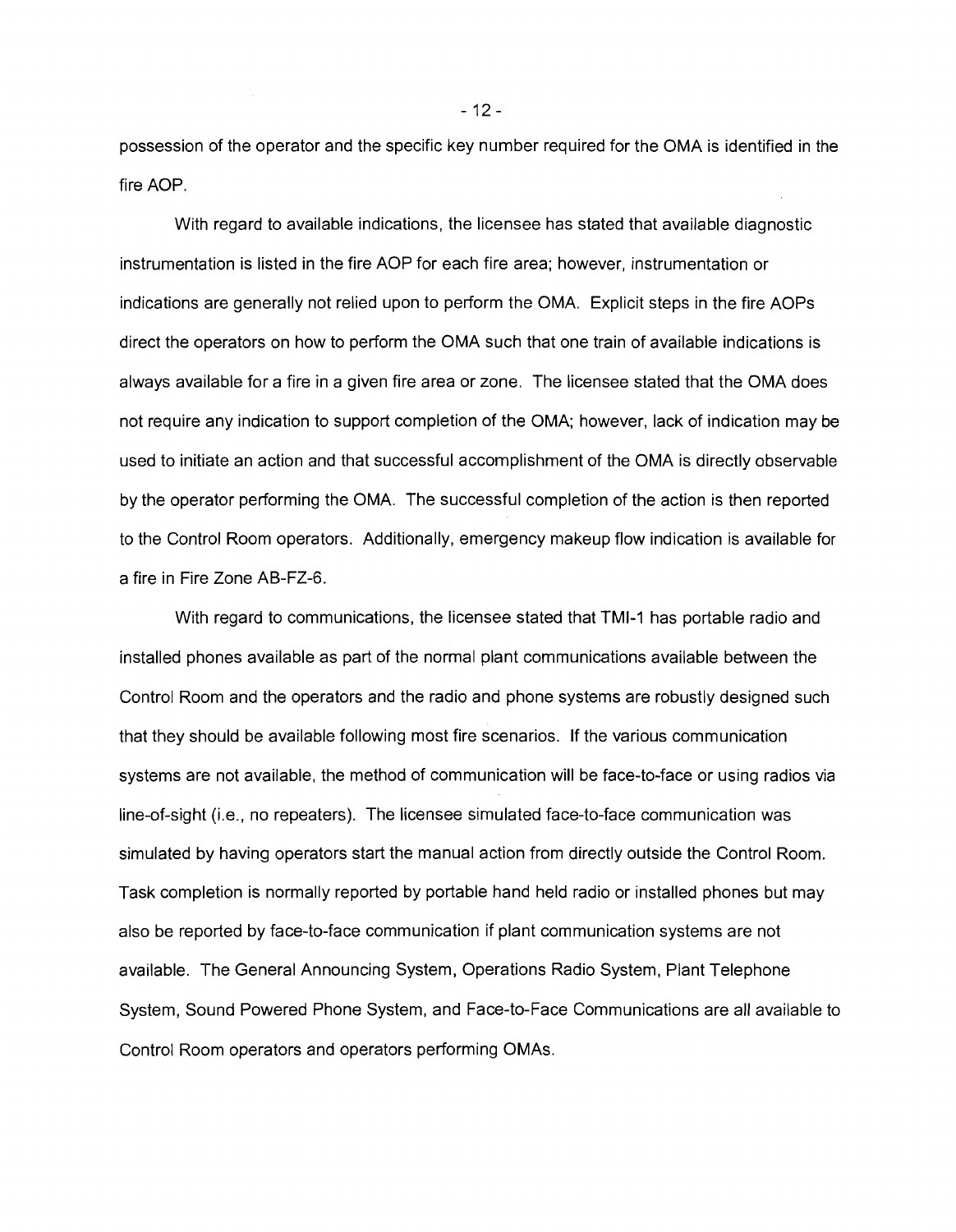possession of the operator and the specific key number required for the OMA is identified in the fire AOP.

With regard to available indications, the licensee has stated that available diagnostic instrumentation is listed in the fire AOP for each fire area; however, instrumentation or indications are generally not relied upon to perform the OMA. Explicit steps in the fire AOPs direct the operators on how to perform the OMA such that one train of available indications is always available for a fire in a given fire area or zone. The licensee stated that the OMA does not require any indication to support completion of the OMA; however, lack of indication may be used to initiate an action and that successful accomplishment of the OMA is directly observable by the operator performing the OMA. The successful completion of the action is then reported to the Control Room operators. Additionally, emergency makeup flow indication is available for a fire in Fire Zone AB-FZ-6.

With regard to communications, the licensee stated that TMI-1 has portable radio and installed phones available as part of the normal plant communications available between the Control Room and the operators and the radio and phone systems are robustly designed such that they should be available following most fire scenarios. If the various communication systems are not available, the method of communication will be face-to-face or using radios via line-of-sight (i.e., no repeaters). The licensee simulated face-to-face communication was simulated by having operators start the manual action from directly outside the Control Room. Task completion is normally reported by portable hand held radio or installed phones but may also be reported by face-to-face communication if plant communication systems are not available. The General Announcing System, Operations Radio System, Plant Telephone System, Sound Powered Phone System, and Face-to-Face Communications are all available to Control Room operators and operators performing OMAs.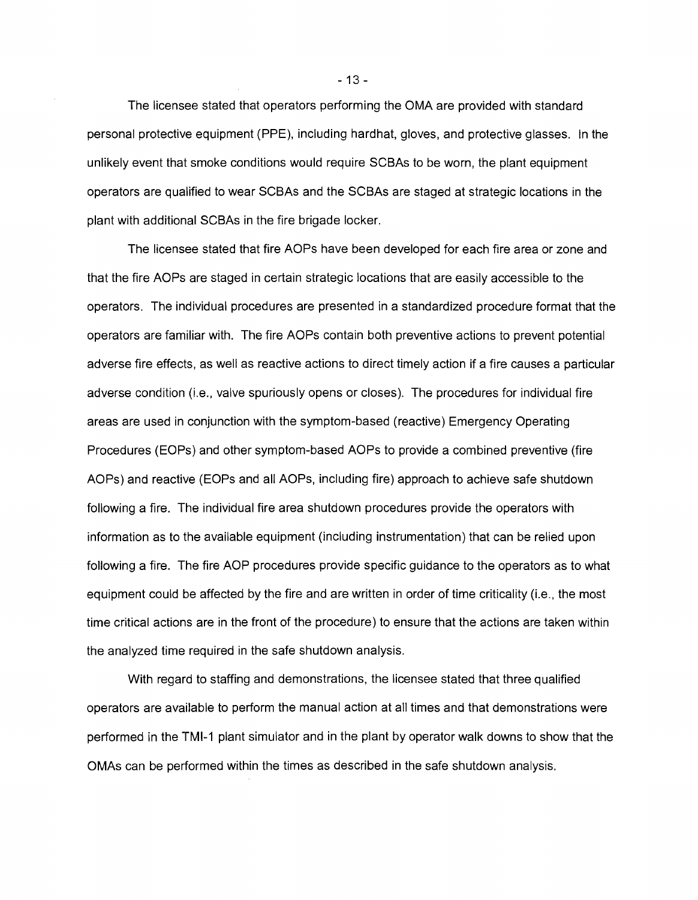The licensee stated that operators performing the OMA are provided with standard personal protective equipment (PPE), including hardhat, gloves, and protective glasses. In the unlikely event that smoke conditions would require SCBAs to be worn, the plant equipment operators are qualified to wear SCBAs and the SCBAs are staged at strategic locations in the plant with additional SCBAs in the fire brigade locker.

The licensee stated that fire AOPs have been developed for each fire area or zone and that the fire AOPs are staged in certain strategic locations that are easily accessible to the operators. The individual procedures are presented in a standardized procedure format that the operators are familiar with. The fire AOPs contain both preventive actions to prevent potential adverse fire effects, as well as reactive actions to direct timely action if a fire causes a particular adverse condition (i.e., valve spuriously opens or closes). The procedures for individual fire areas are used in conjunction with the symptom-based (reactive) Emergency Operating Procedures (EOPs) and other symptom-based AOPs to provide a combined preventive (fire AOPs) and reactive (EOPs and all AOPs, including fire) approach to achieve safe shutdown following a fire. The individual fire area shutdown procedures provide the operators with information as to the available equipment (including instrumentation) that can be relied upon following a fire. The fire AOP procedures provide specific guidance to the operators as to what equipment could be affected by the fire and are written in order of time criticality (i.e., the most time critical actions are in the front of the procedure) to ensure that the actions are taken within the analyzed time required in the safe shutdown analysis.

With regard to staffing and demonstrations, the licensee stated that three qualified operators are available to perform the manual action at all times and that demonstrations were performed in the TMI-1 plant simulator and in the plant by operator walk downs to show that the OMAs can be performed within the times as described in the safe shutdown analysis.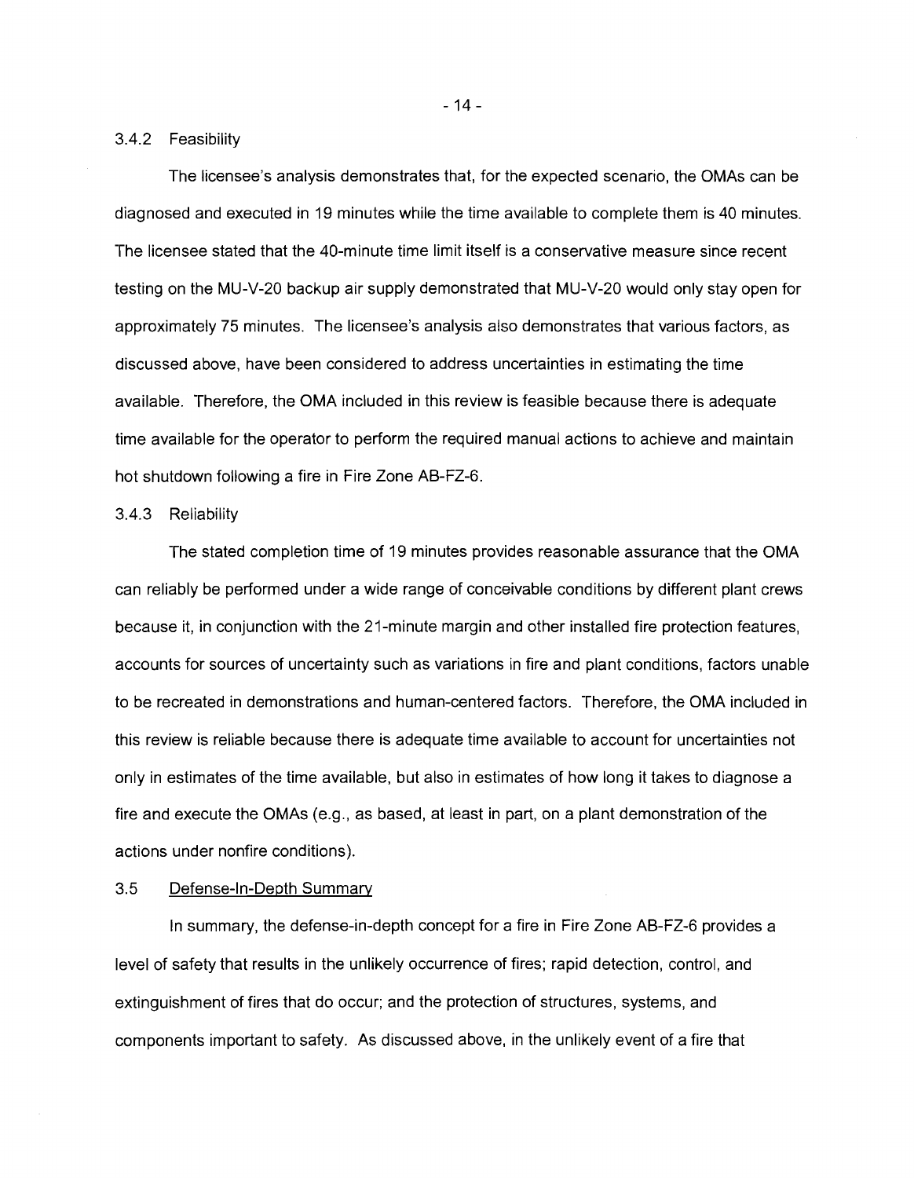### 3.4.2 Feasibility

The licensee's analysis demonstrates that, for the expected scenario, the OMAs can be diagnosed and executed in 19 minutes while the time available to complete them is 40 minutes. The licensee stated that the 40-minute time limit itself is a conservative measure since recent testing on the MU-V-20 backup air supply demonstrated that MU-V-20 would only stay open for approximately 75 minutes. The licensee's analysis also demonstrates that various factors, as discussed above, have been considered to address uncertainties in estimating the time available. Therefore, the OMA included in this review is feasible because there is adequate time available for the operator to perform the required manual actions to achieve and maintain hot shutdown following a fire in Fire Zone AB-FZ-6.

### 3.4.3 Reliability

The stated completion time of 19 minutes provides reasonable assurance that the OMA can reliably be performed under a wide range of conceivable conditions by different plant crews because it, in conjunction with the 21-minute margin and other installed fire protection features, accounts for sources of uncertainty such as variations in fire and plant conditions, factors unable to be recreated in demonstrations and human-centered factors. Therefore, the OMA included in this review is reliable because there is adequate time available to account for uncertainties not only in estimates of the time available, but also in estimates of how long it takes to diagnose a fire and execute the OMAs (e.g., as based, at least in part, on a plant demonstration of the actions under nonfire conditions).

## 3.5 Defense-In-Depth Summary

In summary, the defense-in-depth concept for a fire in Fire Zone AB-FZ-6 provides a level of safety that results in the unlikely occurrence of fires; rapid detection, control, and extinguishment of fires that do occur; and the protection of structures, systems, and components important to safety. As discussed above, in the unlikely event of a fire that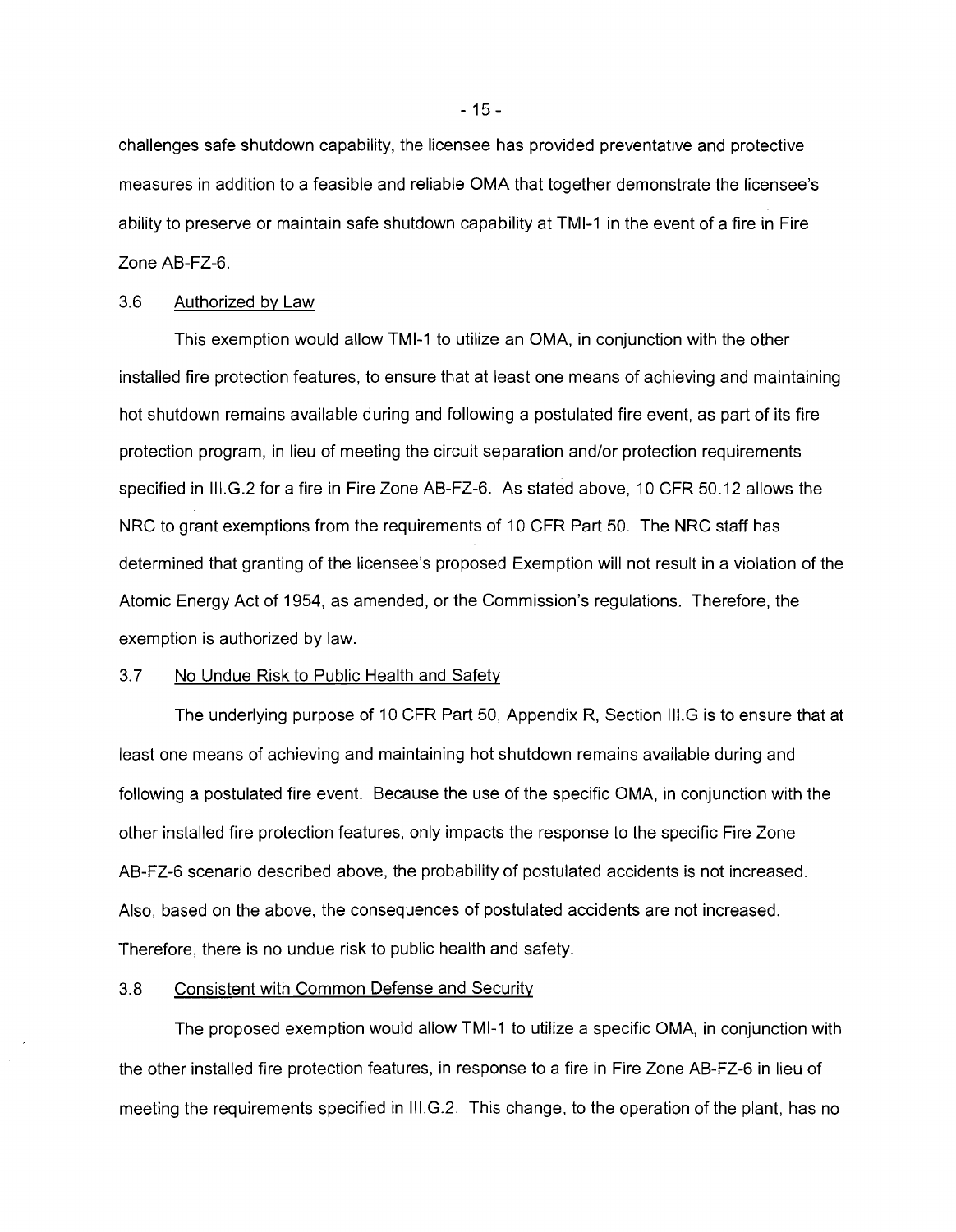challenges safe shutdown capability, the licensee has provided preventative and protective measures in addition to a feasible and reliable OMA that together demonstrate the licensee's ability to preserve or maintain safe shutdown capability at TMI-1 in the event of a fire in Fire Zone AB-FZ-6.

### 3.6 Authorized by Law

This exemption would allow TMI-1 to utilize an OMA, in conjunction with the other installed fire protection features, to ensure that at least one means of achieving and maintaining hot shutdown remains available during and following a postulated fire event, as part of its fire protection program, in lieu of meeting the circuit separation and/or protection requirements specified in III.G.2 for a fire in Fire Zone AB-FZ-6. As stated above, 10 CFR 50.12 allows the NRC to grant exemptions from the requirements of 10 CFR Part 50. The NRC staff has determined that granting of the licensee's proposed Exemption will not result in a violation of the Atomic Energy Act of 1954, as amended, or the Commission's regulations. Therefore, the exemption is authorized by law.

### 3.7 No Undue Risk to Public Health and Safety

The underlying purpose of 10 CFR Part 50, Appendix R, Section III.G is to ensure that at least one means of achieving and maintaining hot shutdown remains available during and following a postulated fire event. Because the use of the specific OMA, in conjunction with the other installed fire protection features, only impacts the response to the specific Fire Zone AB-FZ-6 scenario described above, the probability of postulated accidents is not increased. Also, based on the above, the consequences of postulated accidents are not increased. Therefore, there is no undue risk to public health and safety.

### 3.8 Consistent with Common Defense and Security

The proposed exemption would allow TMI-1 to utilize a specific OMA, in conjunction with the other installed fire protection features, in response to a fire in Fire Zone AB-FZ-6 in lieu of meeting the requirements specified in III.G.2. This change, to the operation of the plant, has no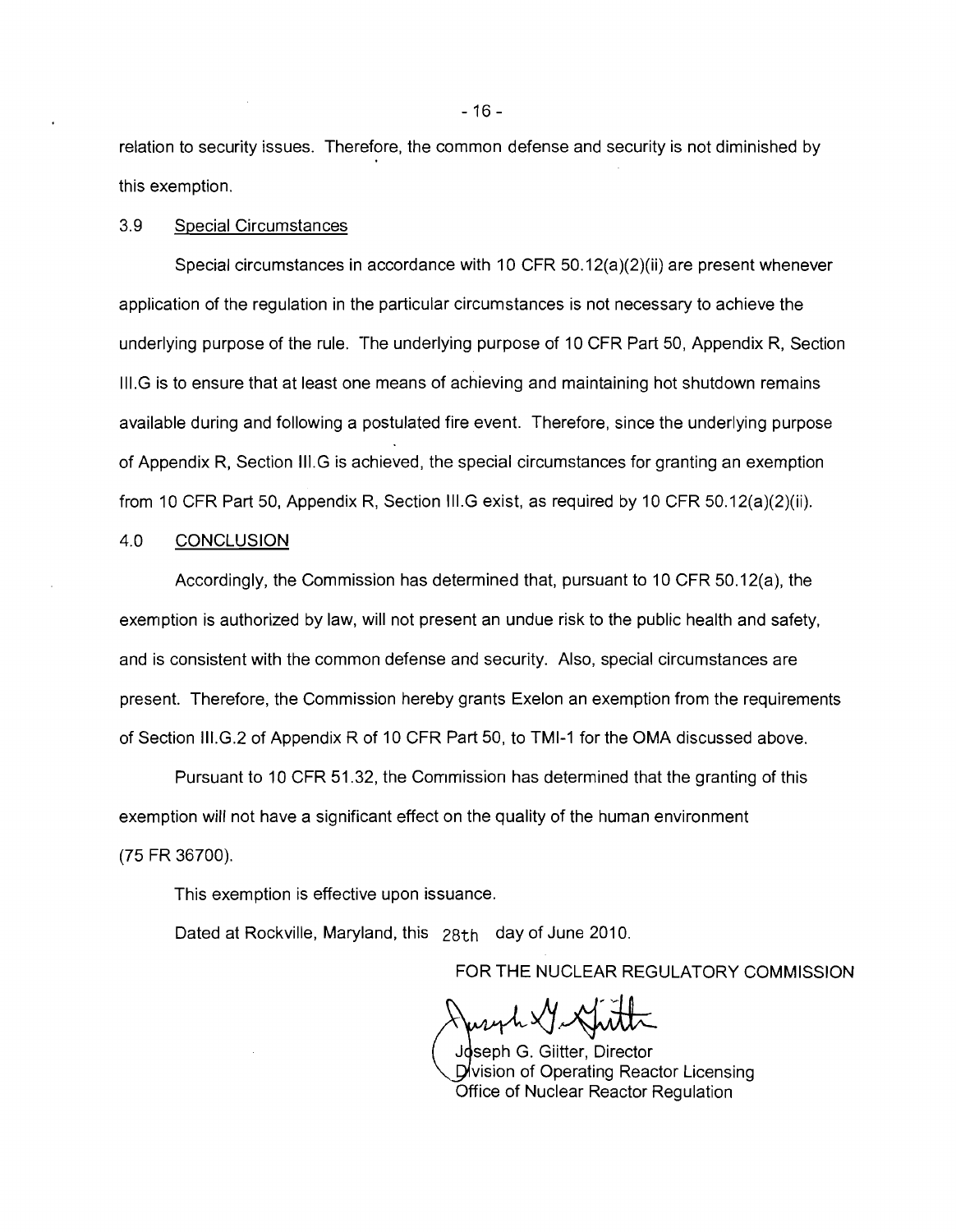relation to security issues. Therefore, the common defense and security is not diminished by this exemption.

### 3.9 Special Circumstances

Special circumstances in accordance with 10 CFR 50.12(a)(2)(ii) are present whenever application of the regulation in the particular circumstances is not necessary to achieve the underlying purpose of the rule. The underlying purpose of 10 CFR Part 50, Appendix R, Section III.G is to ensure that at least one means of achieving and maintaining hot shutdown remains available during and following a postulated fire event. Therefore, since the underlying purpose of Appendix R, Section III.G is achieved, the special circumstances for granting an exemption from 10 CFR Part 50, Appendix R, Section III.G exist, as required by 10 CFR 50.12(a)(2)(ii).

## 4.0 CONCLUSION

Accordingly, the Commission has determined that, pursuant to 10 CFR 50.12(a), the exemption is authorized by law, will not present an undue risk to the public health and safety, and is consistent with the common defense and security. Also, special circumstances are present. Therefore, the Commission hereby grants Exelon an exemption from the requirements of Section III.G.2 of Appendix R of 10 CFR Part 50, to TMI-1 for the OMA discussed above.

Pursuant to 10 CFR 51.32, the Commission has determined that the granting of this exemption will not have a significant effect on the quality of the human environment (75 FR 36700).

This exemption is effective upon issuance.

Dated at Rockville, Maryland, this 28th day of June 2010.

FOR THE NUCLEAR REGULATORY COMMISSION

Joseph G. Giitter, Director
Division of Operating Reactor Licensing
Office of Nuclear Reactor Regulation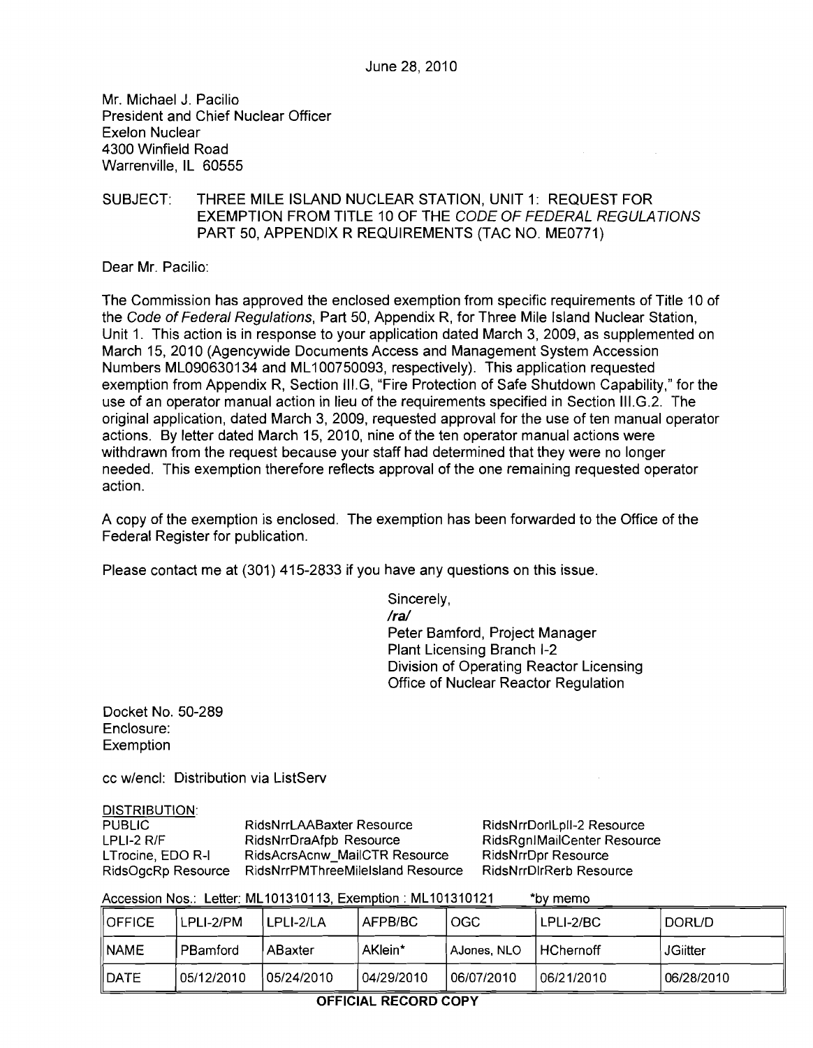June 28, 2010

Mr. Michael J. Pacilio
President and Chief Nuclear Officer
Exelon Nuclear
4300 Winfield Road
Warrenville, IL 60555

SUBJECT: THREE MILE ISLAND NUCLEAR STATION, UNIT 1: REQUEST FOR EXEMPTION FROM TITLE 10 OF THE *CODE OF FEDERAL REGULATIONS* PART 50, APPENDIX R REQUIREMENTS (TAC NO. ME0771)

Dear Mr. Pacilio:

The Commission has approved the enclosed exemption from specific requirements of Title 10 of the *Code of Federal Regulations*, Part 50, Appendix R, for Three Mile Island Nuclear Station, Unit 1. This action is in response to your application dated March 3, 2009, as supplemented on March 15, 2010 (Agencywide Documents Access and Management System Accession Numbers ML090630134 and ML100750093, respectively). This application requested exemption from Appendix R, Section III.G, "Fire Protection of Safe Shutdown Capability," for the use of an operator manual action in lieu of the requirements specified in Section III.G.2. The original application, dated March 3, 2009, requested approval for the use of ten manual operator actions. By letter dated March 15, 2010, nine of the ten operator manual actions were withdrawn from the request because your staff had determined that they were no longer needed. This exemption therefore reflects approval of the one remaining requested operator action.

A copy of the exemption is enclosed. The exemption has been forwarded to the Office of the Federal Register for publication.

Please contact me at (301) 415-2833 if you have any questions on this issue.

Sincerely,
*/ra/*
Peter Bamford, Project Manager
Plant Licensing Branch I-2
Division of Operating Reactor Licensing
Office of Nuclear Reactor Regulation

Docket No. 50-289
Enclosure:
Exemption

cc w/encl: Distribution via ListServ

DISTRIBUTION:

| | | |
|---|---|---|
| PUBLIC | RidsNrrLAABaxter Resource | RidsNrrDorlLpll-2 Resource |
| LPLI-2 R/F | RidsNrrDraAfpb Resource | RidsRgnIMailCenter Resource |
| LTrocine, EDO R-I | RidsAcrsAcnw_MailCTR Resource | RidsNrrDpr Resource |
| RidsOgcRp Resource | RidsNrrPMThreeMileIsland Resource | RidsNrrDlrRerb Resource |

Accession Nos.: Letter: ML101310113, Exemption : ML101310121 *by memo

| OFFICE | LPLI-2/PM | LPLI-2/LA | AFPB/BC | OGC | LPLI-2/BC | DORL/D |
|---|---|---|---|---|---|---|
| NAME | PBamford | ABaxter | AKlein* | AJones, NLO | HChernoff | JGiitter |
| DATE | 05/12/2010 | 05/24/2010 | 04/29/2010 | 06/07/2010 | 06/21/2010 | 06/28/2010 |

**OFFICIAL RECORD COPY**